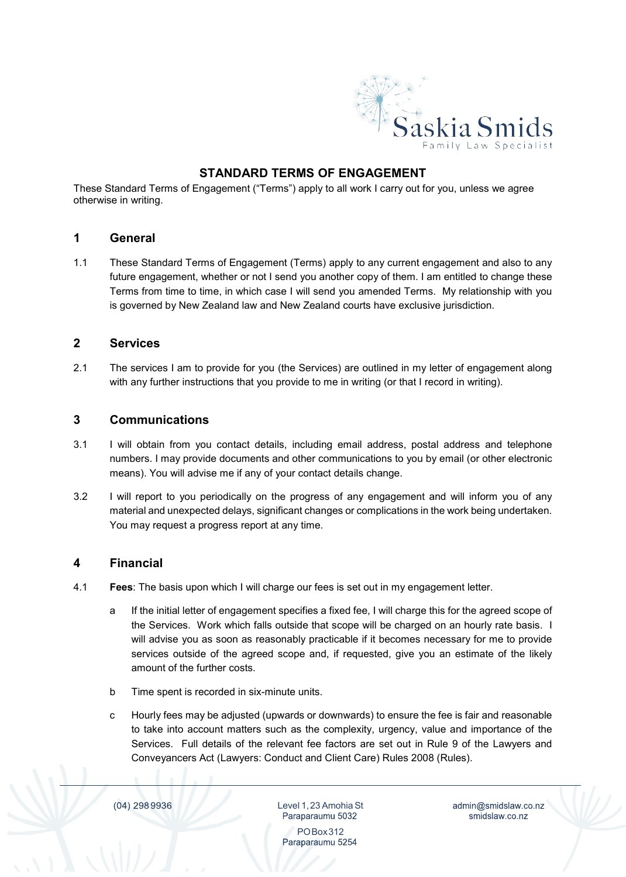# STANDARD TERMS OF ENGAGEMENT

These Standard Terms of Engagement ("Terms") apply to all work I carry out for you, unless we agree otherwise in writing.

## 1 General

1.1 These Standard Terms of Engagement (Terms) apply to any current engagement and also to any future engagement, whether or not I send you another copy of them. I am entitled to change these Terms from time to time, in which case I will send you amended Terms. My relationship with you is governed by New Zealand law and New Zealand courts have exclusive jurisdiction.

## 2 Services

2.1 The services I am to provide for you (the Services) are outlined in my letter of engagement along with any further instructions that you provide to me in writing (or that I record in writing).

## 3 Communications

3.1 I will obtain from you contact details, including email address, postal address and telephone numbers. I may provide documents and other communications to you by email (or other electronic means). You will advise me if any of your contact details change.

3.2 I will report to you periodically on the progress of any engagement and will inform you of any material and unexpected delays, significant changes or complications in the work being undertaken. You may request a progress report at any time.

## 4 Financial

4.1 **Fees**: The basis upon which I will charge our fees is set out in my engagement letter.

a. If the initial letter of engagement specifies a fixed fee, I will charge this for the agreed scope of the Services. Work which falls outside that scope will be charged on an hourly rate basis. I will advise you as soon as reasonably practicable if it becomes necessary for me to provide services outside of the agreed scope and, if requested, give you an estimate of the likely amount of the further costs.

b. Time spent is recorded in six-minute units.

c. Hourly fees may be adjusted (upwards or downwards) to ensure the fee is fair and reasonable to take into account matters such as the complexity, urgency, value and importance of the Services. Full details of the relevant fee factors are set out in Rule 9 of the Lawyers and Conveyancers Act (Lawyers: Conduct and Client Care) Rules 2008 (Rules).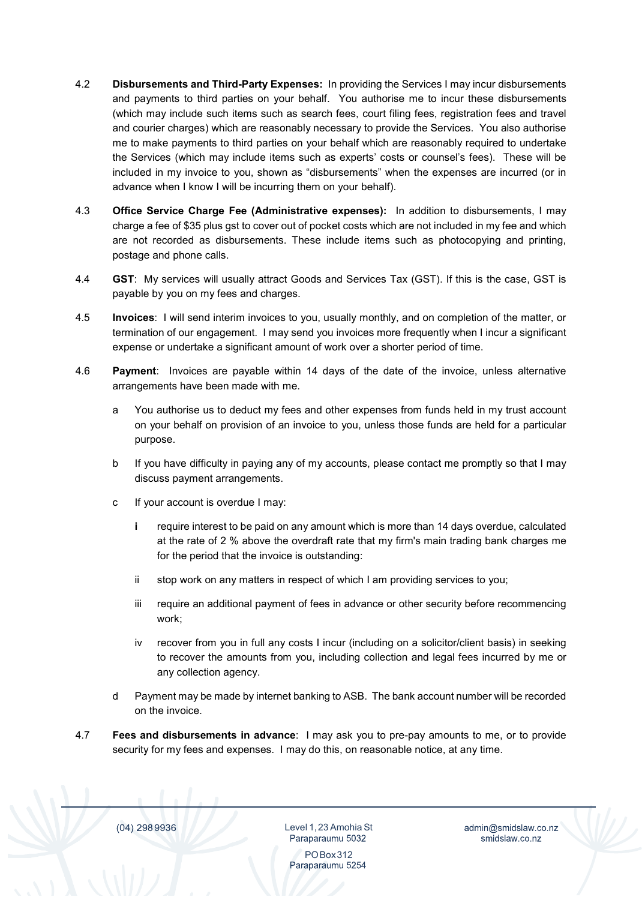4.2 **Disbursements and Third-Party Expenses:** In providing the Services I may incur disbursements and payments to third parties on your behalf. You authorise me to incur these disbursements (which may include such items such as search fees, court filing fees, registration fees and travel and courier charges) which are reasonably necessary to provide the Services. You also authorise me to make payments to third parties on your behalf which are reasonably required to undertake the Services (which may include items such as experts' costs or counsel's fees). These will be included in my invoice to you, shown as "disbursements" when the expenses are incurred (or in advance when I know I will be incurring them on your behalf).

4.3 **Office Service Charge Fee (Administrative expenses):** In addition to disbursements, I may charge a fee of $35 plus gst to cover out of pocket costs which are not included in my fee and which are not recorded as disbursements. These include items such as photocopying and printing, postage and phone calls.

4.4 **GST**: My services will usually attract Goods and Services Tax (GST). If this is the case, GST is payable by you on my fees and charges.

4.5 **Invoices**: I will send interim invoices to you, usually monthly, and on completion of the matter, or termination of our engagement. I may send you invoices more frequently when I incur a significant expense or undertake a significant amount of work over a shorter period of time.

4.6 **Payment**: Invoices are payable within 14 days of the date of the invoice, unless alternative arrangements have been made with me.

a You authorise us to deduct my fees and other expenses from funds held in my trust account on your behalf on provision of an invoice to you, unless those funds are held for a particular purpose.

b If you have difficulty in paying any of my accounts, please contact me promptly so that I may discuss payment arrangements.

c If your account is overdue I may:

i require interest to be paid on any amount which is more than 14 days overdue, calculated at the rate of 2 % above the overdraft rate that my firm's main trading bank charges me for the period that the invoice is outstanding:

ii stop work on any matters in respect of which I am providing services to you;

iii require an additional payment of fees in advance or other security before recommencing work;

iv recover from you in full any costs I incur (including on a solicitor/client basis) in seeking to recover the amounts from you, including collection and legal fees incurred by me or any collection agency.

d Payment may be made by internet banking to ASB. The bank account number will be recorded on the invoice.

4.7 **Fees and disbursements in advance**: I may ask you to pre-pay amounts to me, or to provide security for my fees and expenses. I may do this, on reasonable notice, at any time.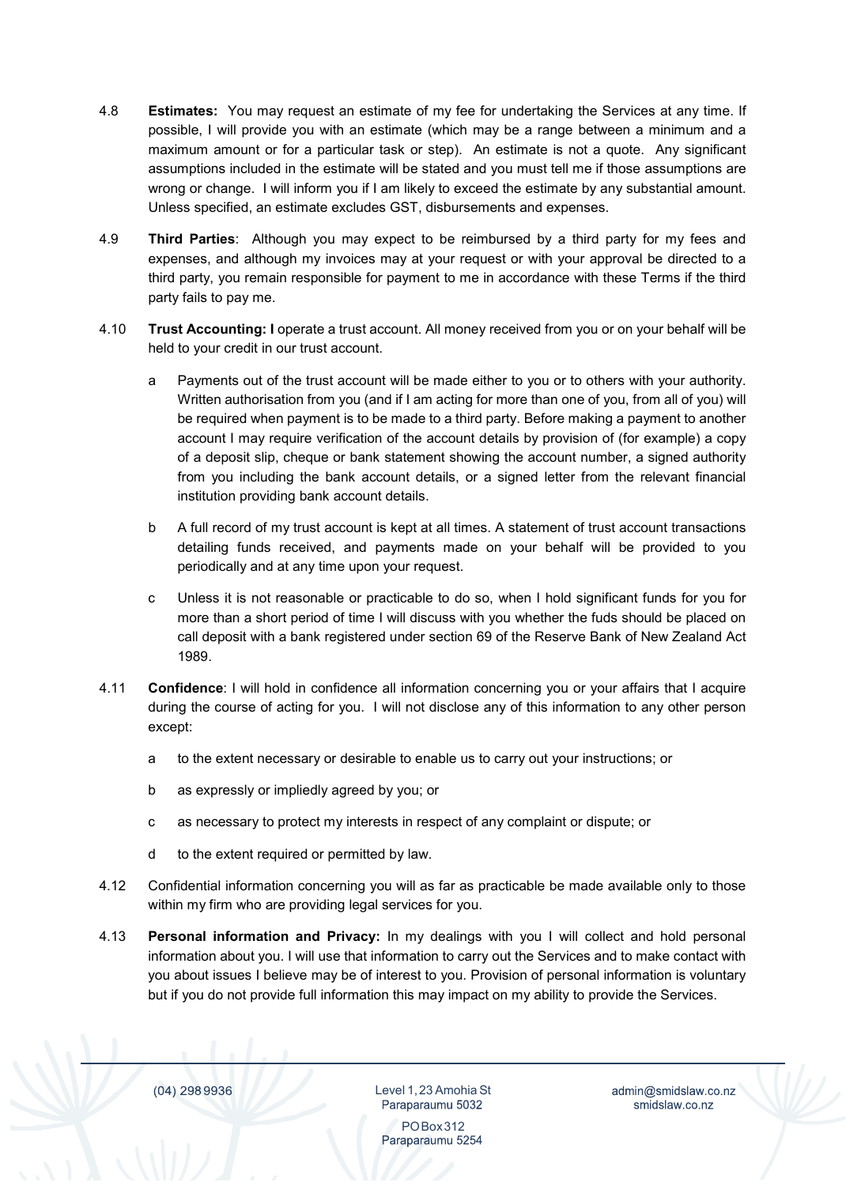4.8 **Estimates:** You may request an estimate of my fee for undertaking the Services at any time. If possible, I will provide you with an estimate (which may be a range between a minimum and a maximum amount or for a particular task or step). An estimate is not a quote. Any significant assumptions included in the estimate will be stated and you must tell me if those assumptions are wrong or change. I will inform you if I am likely to exceed the estimate by any substantial amount. Unless specified, an estimate excludes GST, disbursements and expenses.

4.9 **Third Parties**: Although you may expect to be reimbursed by a third party for my fees and expenses, and although my invoices may at your request or with your approval be directed to a third party, you remain responsible for payment to me in accordance with these Terms if the third party fails to pay me.

4.10 **Trust Accounting: I** operate a trust account. All money received from you or on your behalf will be held to your credit in our trust account.

a Payments out of the trust account will be made either to you or to others with your authority. Written authorisation from you (and if I am acting for more than one of you, from all of you) will be required when payment is to be made to a third party. Before making a payment to another account I may require verification of the account details by provision of (for example) a copy of a deposit slip, cheque or bank statement showing the account number, a signed authority from you including the bank account details, or a signed letter from the relevant financial institution providing bank account details.

b A full record of my trust account is kept at all times. A statement of trust account transactions detailing funds received, and payments made on your behalf will be provided to you periodically and at any time upon your request.

c Unless it is not reasonable or practicable to do so, when I hold significant funds for you for more than a short period of time I will discuss with you whether the fuds should be placed on call deposit with a bank registered under section 69 of the Reserve Bank of New Zealand Act 1989.

4.11 **Confidence**: I will hold in confidence all information concerning you or your affairs that I acquire during the course of acting for you. I will not disclose any of this information to any other person except:

a to the extent necessary or desirable to enable us to carry out your instructions; or

b as expressly or impliedly agreed by you; or

c as necessary to protect my interests in respect of any complaint or dispute; or

d to the extent required or permitted by law.

4.12 Confidential information concerning you will as far as practicable be made available only to those within my firm who are providing legal services for you.

4.13 **Personal information and Privacy:** In my dealings with you I will collect and hold personal information about you. I will use that information to carry out the Services and to make contact with you about issues I believe may be of interest to you. Provision of personal information is voluntary but if you do not provide full information this may impact on my ability to provide the Services.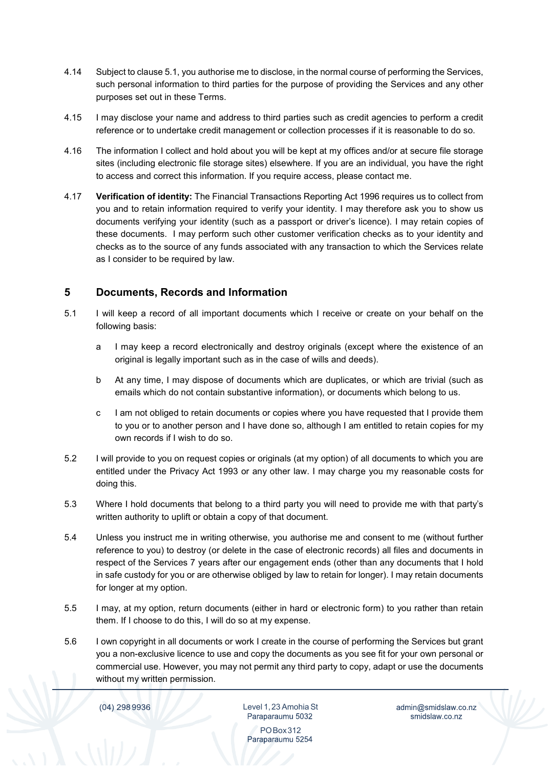4.14 Subject to clause 5.1, you authorise me to disclose, in the normal course of performing the Services, such personal information to third parties for the purpose of providing the Services and any other purposes set out in these Terms.

4.15 I may disclose your name and address to third parties such as credit agencies to perform a credit reference or to undertake credit management or collection processes if it is reasonable to do so.

4.16 The information I collect and hold about you will be kept at my offices and/or at secure file storage sites (including electronic file storage sites) elsewhere. If you are an individual, you have the right to access and correct this information. If you require access, please contact me.

4.17 **Verification of identity:** The Financial Transactions Reporting Act 1996 requires us to collect from you and to retain information required to verify your identity. I may therefore ask you to show us documents verifying your identity (such as a passport or driver's licence). I may retain copies of these documents. I may perform such other customer verification checks as to your identity and checks as to the source of any funds associated with any transaction to which the Services relate as I consider to be required by law.

## 5 Documents, Records and Information

5.1 I will keep a record of all important documents which I receive or create on your behalf on the following basis:

  a I may keep a record electronically and destroy originals (except where the existence of an original is legally important such as in the case of wills and deeds).

  b At any time, I may dispose of documents which are duplicates, or which are trivial (such as emails which do not contain substantive information), or documents which belong to us.

  c I am not obliged to retain documents or copies where you have requested that I provide them to you or to another person and I have done so, although I am entitled to retain copies for my own records if I wish to do so.

5.2 I will provide to you on request copies or originals (at my option) of all documents to which you are entitled under the Privacy Act 1993 or any other law. I may charge you my reasonable costs for doing this.

5.3 Where I hold documents that belong to a third party you will need to provide me with that party's written authority to uplift or obtain a copy of that document.

5.4 Unless you instruct me in writing otherwise, you authorise me and consent to me (without further reference to you) to destroy (or delete in the case of electronic records) all files and documents in respect of the Services 7 years after our engagement ends (other than any documents that I hold in safe custody for you or are otherwise obliged by law to retain for longer). I may retain documents for longer at my option.

5.5 I may, at my option, return documents (either in hard or electronic form) to you rather than retain them. If I choose to do this, I will do so at my expense.

5.6 I own copyright in all documents or work I create in the course of performing the Services but grant you a non-exclusive licence to use and copy the documents as you see fit for your own personal or commercial use. However, you may not permit any third party to copy, adapt or use the documents without my written permission.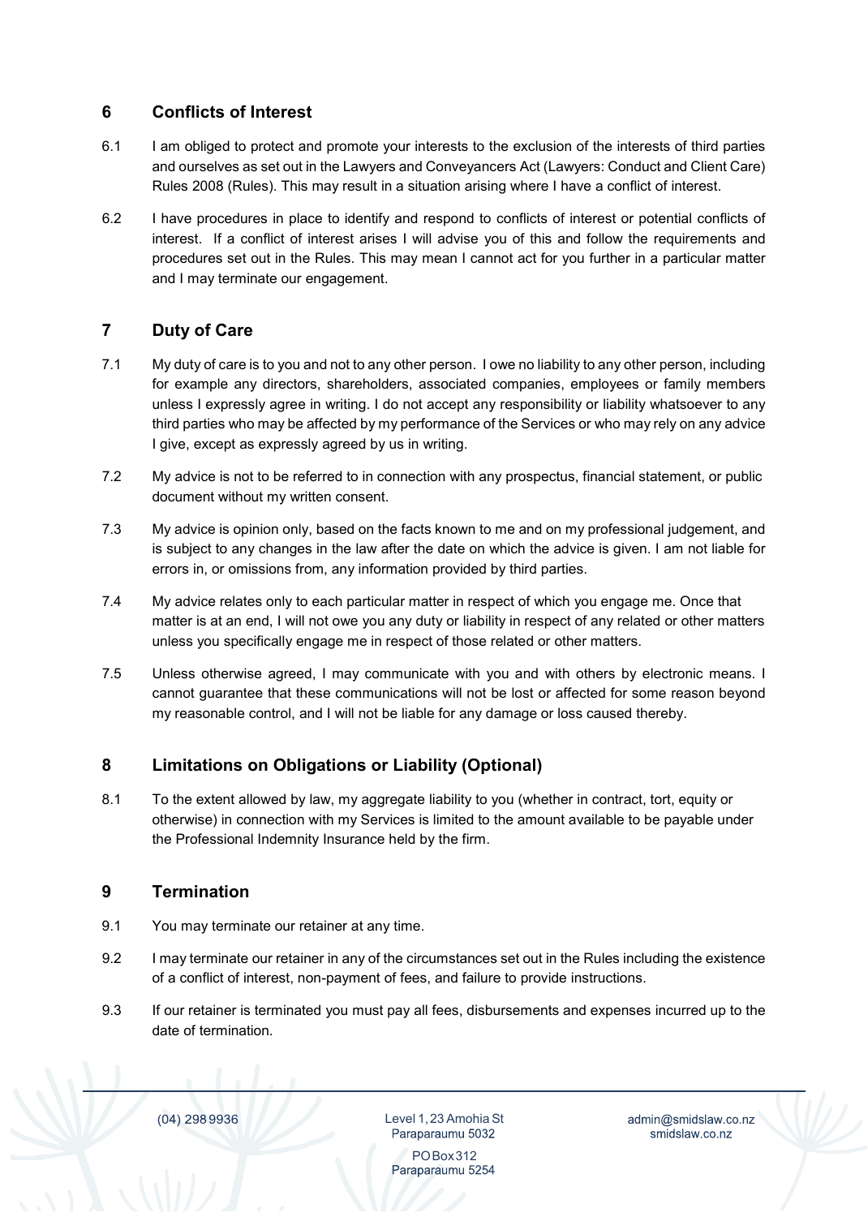## 6 Conflicts of Interest

6.1 I am obliged to protect and promote your interests to the exclusion of the interests of third parties and ourselves as set out in the Lawyers and Conveyancers Act (Lawyers: Conduct and Client Care) Rules 2008 (Rules). This may result in a situation arising where I have a conflict of interest.

6.2 I have procedures in place to identify and respond to conflicts of interest or potential conflicts of interest. If a conflict of interest arises I will advise you of this and follow the requirements and procedures set out in the Rules. This may mean I cannot act for you further in a particular matter and I may terminate our engagement.

## 7 Duty of Care

7.1 My duty of care is to you and not to any other person. I owe no liability to any other person, including for example any directors, shareholders, associated companies, employees or family members unless I expressly agree in writing. I do not accept any responsibility or liability whatsoever to any third parties who may be affected by my performance of the Services or who may rely on any advice I give, except as expressly agreed by us in writing.

7.2 My advice is not to be referred to in connection with any prospectus, financial statement, or public document without my written consent.

7.3 My advice is opinion only, based on the facts known to me and on my professional judgement, and is subject to any changes in the law after the date on which the advice is given. I am not liable for errors in, or omissions from, any information provided by third parties.

7.4 My advice relates only to each particular matter in respect of which you engage me. Once that matter is at an end, I will not owe you any duty or liability in respect of any related or other matters unless you specifically engage me in respect of those related or other matters.

7.5 Unless otherwise agreed, I may communicate with you and with others by electronic means. I cannot guarantee that these communications will not be lost or affected for some reason beyond my reasonable control, and I will not be liable for any damage or loss caused thereby.

## 8 Limitations on Obligations or Liability (Optional)

8.1 To the extent allowed by law, my aggregate liability to you (whether in contract, tort, equity or otherwise) in connection with my Services is limited to the amount available to be payable under the Professional Indemnity Insurance held by the firm.

## 9 Termination

9.1 You may terminate our retainer at any time.

9.2 I may terminate our retainer in any of the circumstances set out in the Rules including the existence of a conflict of interest, non-payment of fees, and failure to provide instructions.

9.3 If our retainer is terminated you must pay all fees, disbursements and expenses incurred up to the date of termination.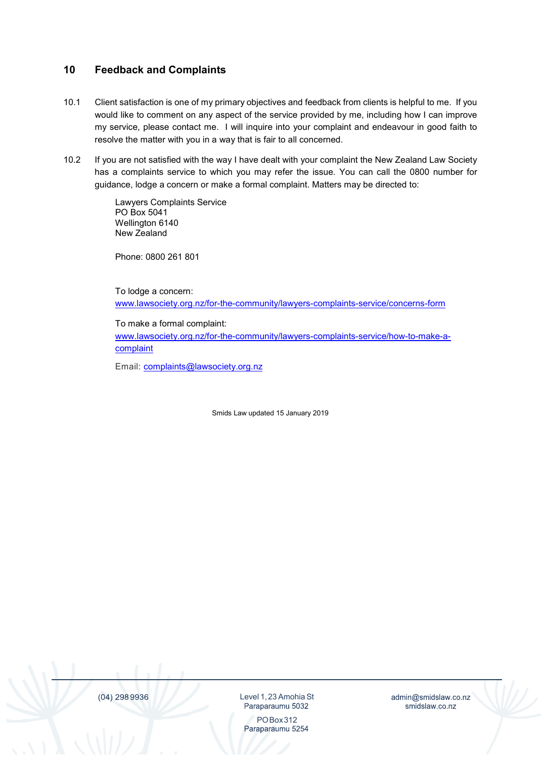## 10 Feedback and Complaints

10.1 Client satisfaction is one of my primary objectives and feedback from clients is helpful to me. If you would like to comment on any aspect of the service provided by me, including how I can improve my service, please contact me. I will inquire into your complaint and endeavour in good faith to resolve the matter with you in a way that is fair to all concerned.

10.2 If you are not satisfied with the way I have dealt with your complaint the New Zealand Law Society has a complaints service to which you may refer the issue. You can call the 0800 number for guidance, lodge a concern or make a formal complaint. Matters may be directed to:

Lawyers Complaints Service
PO Box 5041
Wellington 6140
New Zealand

Phone: 0800 261 801

To lodge a concern:
www.lawsociety.org.nz/for-the-community/lawyers-complaints-service/concerns-form

To make a formal complaint:
www.lawsociety.org.nz/for-the-community/lawyers-complaints-service/how-to-make-a-complaint

Email: complaints@lawsociety.org.nz

Smids Law updated 15 January 2019

(04) 298 9936

Level 1, 23 Amohia St
Paraparaumu 5032

PO Box 312
Paraparaumu 5254

admin@smidslaw.co.nz
smidslaw.co.nz